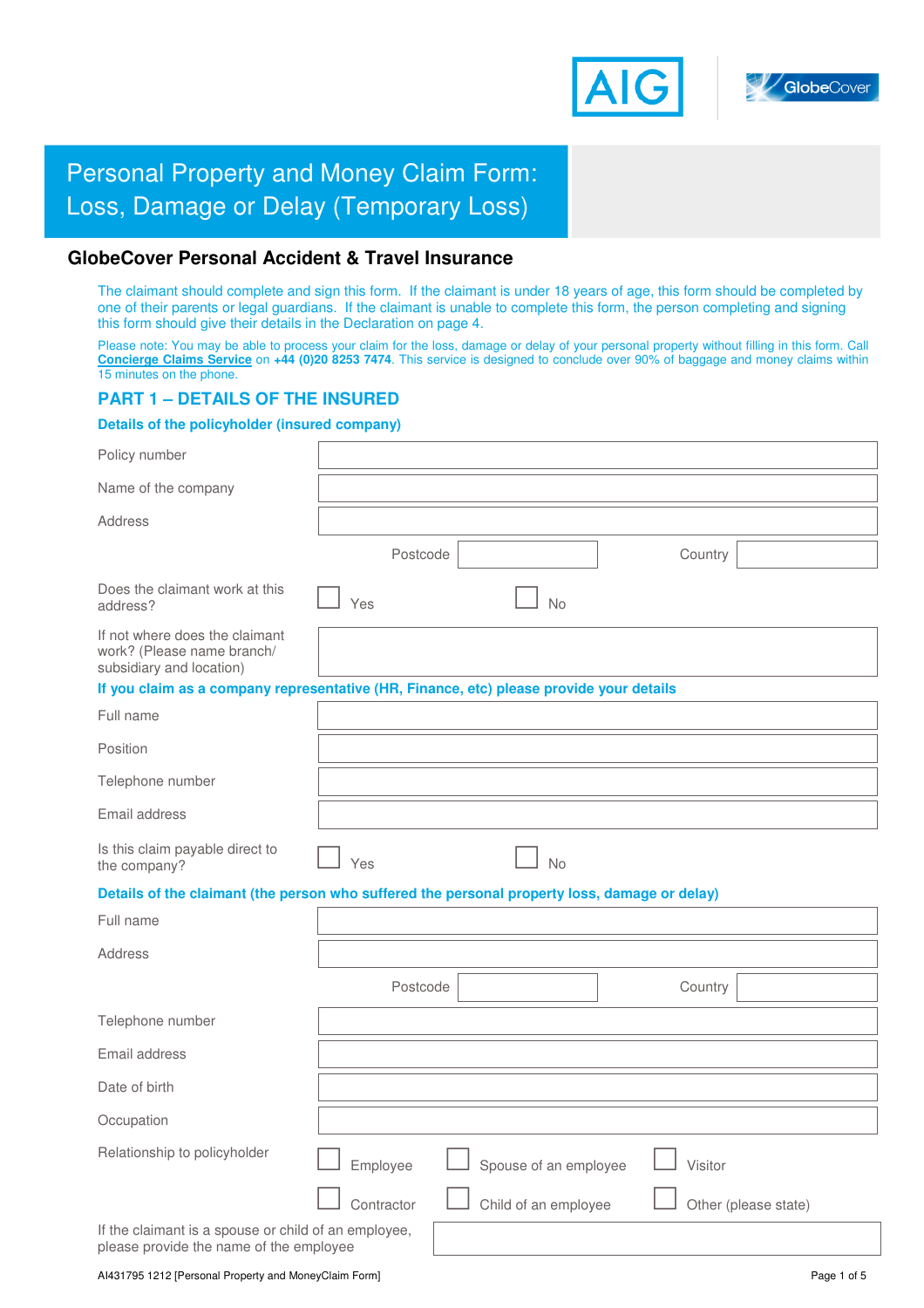# Personal Property and Money Claim Form: Loss, Damage or Delay (Temporary Loss)

## GlobeCover Personal Accident & Travel Insurance

The claimant should complete and sign this form. If the claimant is under 18 years of age, this form should be completed by one of their parents or legal guardians. If the claimant is unable to complete this form, the person completing and signing this form should give their details in the Declaration on page 4.

Please note: You may be able to process your claim for the loss, damage or delay of your personal property without filling in this form. Call **Concierge Claims Service** on **+44 (0)20 8253 7474**. This service is designed to conclude over 90% of baggage and money claims within 15 minutes on the phone.

## PART 1 – DETAILS OF THE INSURED

### Details of the policyholder (insured company)

Policy number

Name of the company

Address

Postcode　　　Country

Does the claimant work at this address? ☐ Yes ☐ No

If not where does the claimant work? (Please name branch/ subsidiary and location)

### If you claim as a company representative (HR, Finance, etc) please provide your details

Full name

Position

Telephone number

Email address

Is this claim payable direct to the company? ☐ Yes ☐ No

### Details of the claimant (the person who suffered the personal property loss, damage or delay)

Full name

Address

Postcode　　　Country

Telephone number

Email address

Date of birth

Occupation

Relationship to policyholder

☐ Employee ☐ Spouse of an employee ☐ Visitor

☐ Contractor ☐ Child of an employee ☐ Other (please state)

If the claimant is a spouse or child of an employee, please provide the name of the employee

AI431795 1212 [Personal Property and MoneyClaim Form]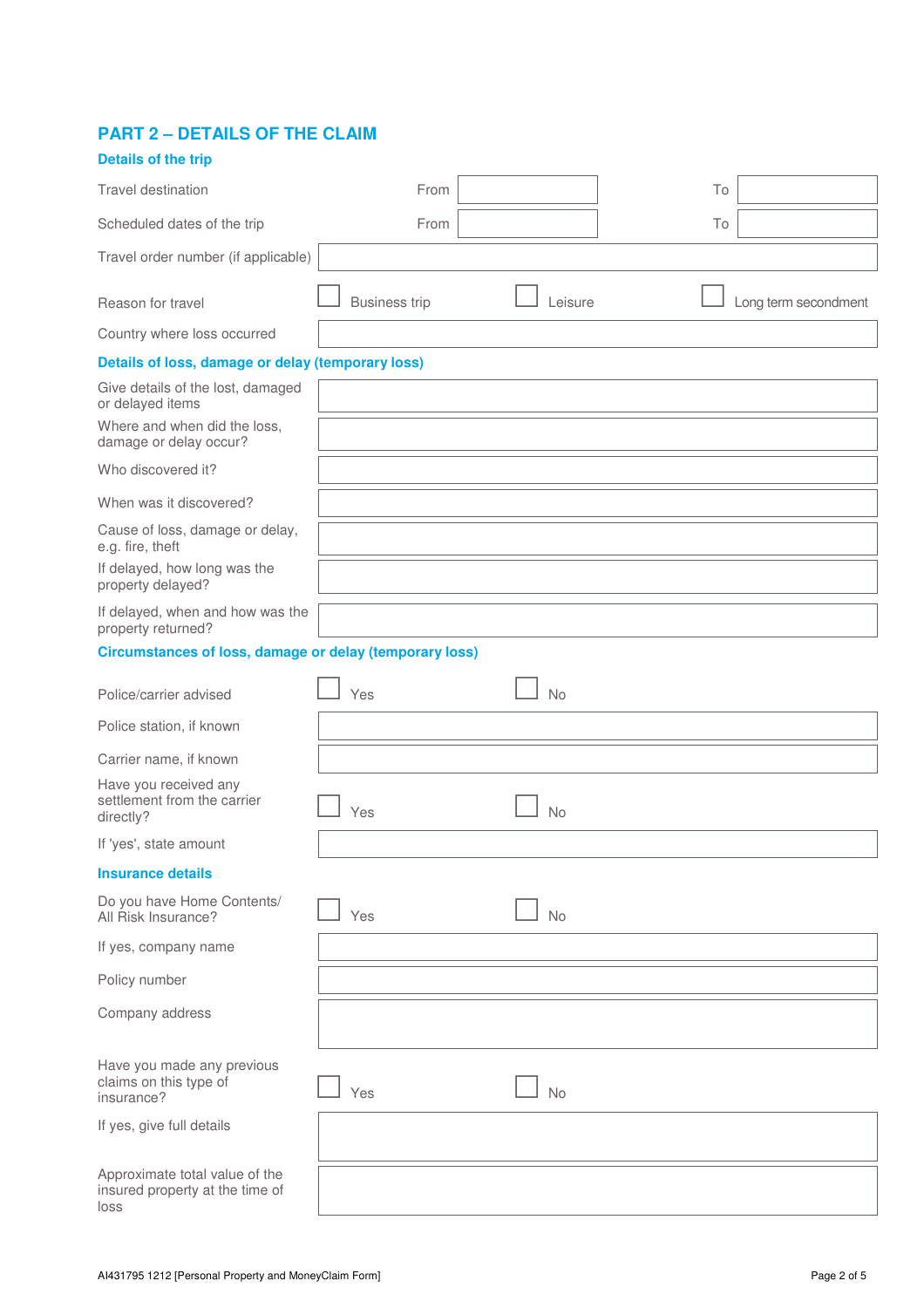## PART 2 – DETAILS OF THE CLAIM

### Details of the trip

| | | | | |
|---|---|---|---|---|
| Travel destination | From | | To | |
| Scheduled dates of the trip | From | | To | |
| Travel order number (if applicable) | | | | |

Reason for travel ☐ Business trip ☐ Leisure ☐ Long term secondment

| | |
|---|---|
| Country where loss occurred | |

### Details of loss, damage or delay (temporary loss)

| | |
|---|---|
| Give details of the lost, damaged or delayed items | |
| Where and when did the loss, damage or delay occur? | |
| Who discovered it? | |
| When was it discovered? | |
| Cause of loss, damage or delay, e.g. fire, theft | |
| If delayed, how long was the property delayed? | |
| If delayed, when and how was the property returned? | |

### Circumstances of loss, damage or delay (temporary loss)

Police/carrier advised ☐ Yes ☐ No

| | |
|---|---|
| Police station, if known | |
| Carrier name, if known | |

Have you received any settlement from the carrier directly? ☐ Yes ☐ No

| | |
|---|---|
| If 'yes', state amount | |

### Insurance details

Do you have Home Contents/ All Risk Insurance? ☐ Yes ☐ No

| | |
|---|---|
| If yes, company name | |
| Policy number | |
| Company address | |

Have you made any previous claims on this type of insurance? ☐ Yes ☐ No

| | |
|---|---|
| If yes, give full details | |
| Approximate total value of the insured property at the time of loss | |

AI431795 1212 [Personal Property and MoneyClaim Form]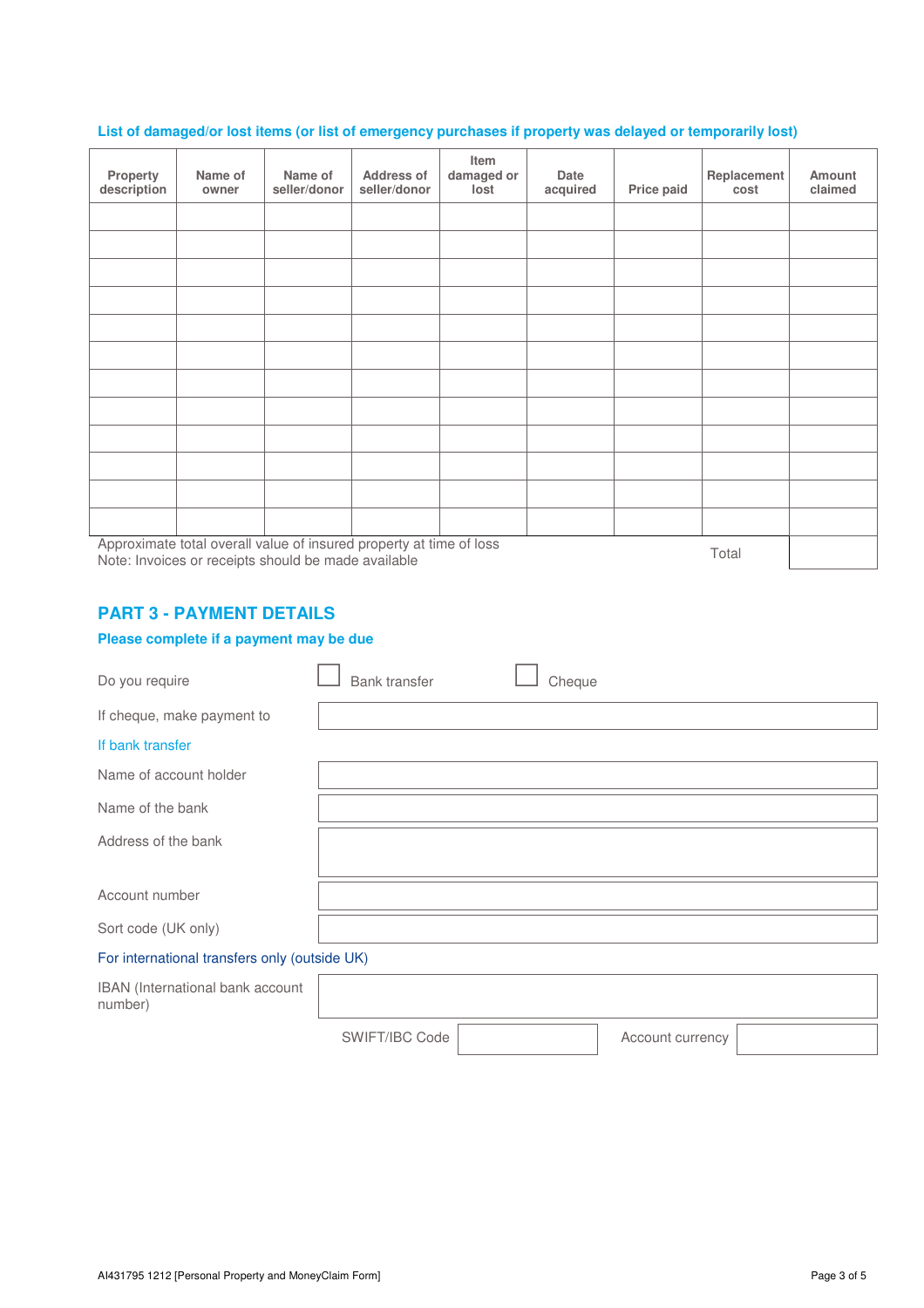**List of damaged/or lost items (or list of emergency purchases if property was delayed or temporarily lost)**

| Property description | Name of owner | Name of seller/donor | Address of seller/donor | Item damaged or lost | Date acquired | Price paid | Replacement cost | Amount claimed |
|---|---|---|---|---|---|---|---|---|
| | | | | | | | | |
| | | | | | | | | |
| | | | | | | | | |
| | | | | | | | | |
| | | | | | | | | |
| | | | | | | | | |
| | | | | | | | | |
| | | | | | | | | |
| | | | | | | | | |
| | | | | | | | | |
| | | | | | | | | |
| | | | | | | | | |
| Approximate total overall value of insured property at time of loss<br>Note: Invoices or receipts should be made available | | | | | | | Total | |

## PART 3 - PAYMENT DETAILS

### Please complete if a payment may be due

Do you require ☐ Bank transfer ☐ Cheque

If cheque, make payment to

If bank transfer

Name of account holder

Name of the bank

Address of the bank

Account number

Sort code (UK only)

For international transfers only (outside UK)

IBAN (International bank account number)

SWIFT/IBC Code

Account currency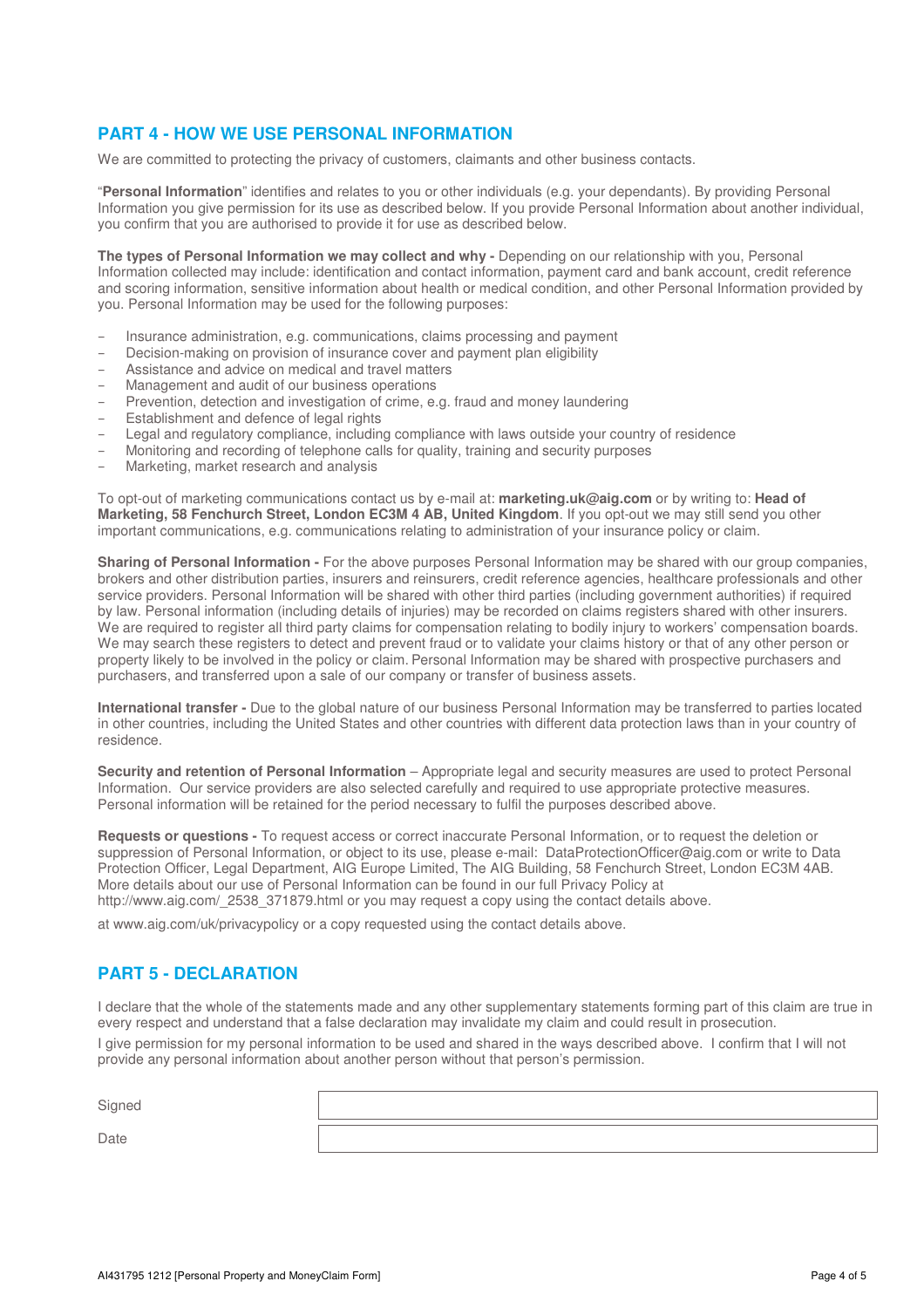## PART 4 - HOW WE USE PERSONAL INFORMATION

We are committed to protecting the privacy of customers, claimants and other business contacts.

"**Personal Information**" identifies and relates to you or other individuals (e.g. your dependants). By providing Personal Information you give permission for its use as described below. If you provide Personal Information about another individual, you confirm that you are authorised to provide it for use as described below.

**The types of Personal Information we may collect and why -** Depending on our relationship with you, Personal Information collected may include: identification and contact information, payment card and bank account, credit reference and scoring information, sensitive information about health or medical condition, and other Personal Information provided by you. Personal Information may be used for the following purposes:

- Insurance administration, e.g. communications, claims processing and payment
- Decision-making on provision of insurance cover and payment plan eligibility
- Assistance and advice on medical and travel matters
- Management and audit of our business operations
- Prevention, detection and investigation of crime, e.g. fraud and money laundering
- Establishment and defence of legal rights
- Legal and regulatory compliance, including compliance with laws outside your country of residence
- Monitoring and recording of telephone calls for quality, training and security purposes
- Marketing, market research and analysis

To opt-out of marketing communications contact us by e-mail at: **marketing.uk@aig.com** or by writing to: **Head of Marketing, 58 Fenchurch Street, London EC3M 4 AB, United Kingdom**. If you opt-out we may still send you other important communications, e.g. communications relating to administration of your insurance policy or claim.

**Sharing of Personal Information -** For the above purposes Personal Information may be shared with our group companies, brokers and other distribution parties, insurers and reinsurers, credit reference agencies, healthcare professionals and other service providers. Personal Information will be shared with other third parties (including government authorities) if required by law. Personal information (including details of injuries) may be recorded on claims registers shared with other insurers. We are required to register all third party claims for compensation relating to bodily injury to workers' compensation boards. We may search these registers to detect and prevent fraud or to validate your claims history or that of any other person or property likely to be involved in the policy or claim. Personal Information may be shared with prospective purchasers and purchasers, and transferred upon a sale of our company or transfer of business assets.

**International transfer -** Due to the global nature of our business Personal Information may be transferred to parties located in other countries, including the United States and other countries with different data protection laws than in your country of residence.

**Security and retention of Personal Information** – Appropriate legal and security measures are used to protect Personal Information. Our service providers are also selected carefully and required to use appropriate protective measures. Personal information will be retained for the period necessary to fulfil the purposes described above.

**Requests or questions -** To request access or correct inaccurate Personal Information, or to request the deletion or suppression of Personal Information, or object to its use, please e-mail: DataProtectionOfficer@aig.com or write to Data Protection Officer, Legal Department, AIG Europe Limited, The AIG Building, 58 Fenchurch Street, London EC3M 4AB. More details about our use of Personal Information can be found in our full Privacy Policy at http://www.aig.com/_2538_371879.html or you may request a copy using the contact details above.

at www.aig.com/uk/privacypolicy or a copy requested using the contact details above.

## PART 5 - DECLARATION

I declare that the whole of the statements made and any other supplementary statements forming part of this claim are true in every respect and understand that a false declaration may invalidate my claim and could result in prosecution.

I give permission for my personal information to be used and shared in the ways described above. I confirm that I will not provide any personal information about another person without that person's permission.

| | |
|---|---|
| Signed | |
| Date | |

AI431795 1212 [Personal Property and MoneyClaim Form]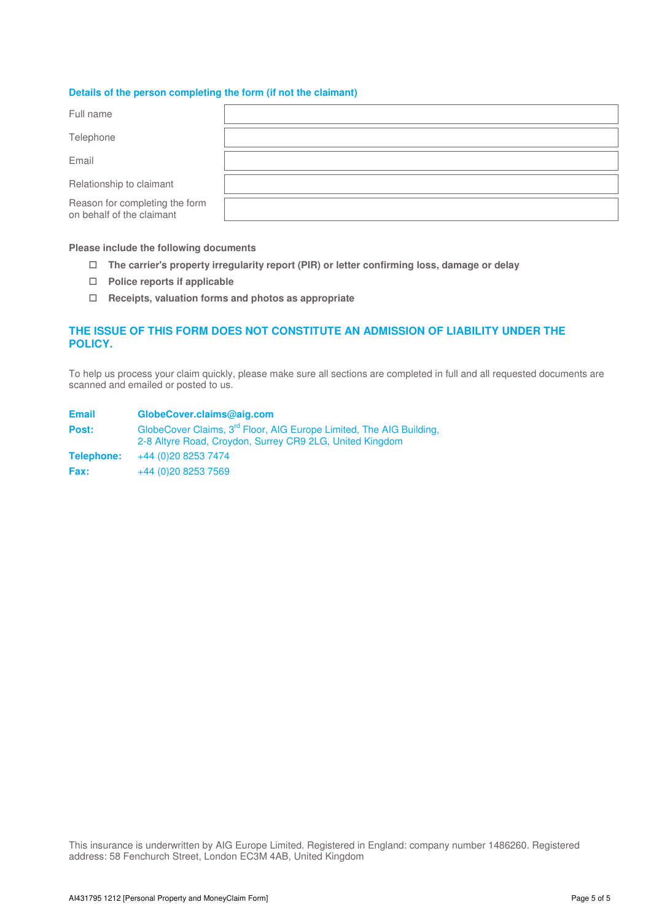### Details of the person completing the form (if not the claimant)

| | |
|---|---|
| Full name | |
| Telephone | |
| Email | |
| Relationship to claimant | |
| Reason for completing the form on behalf of the claimant | |

**Please include the following documents**

- ☐ **The carrier's property irregularity report (PIR) or letter confirming loss, damage or delay**
- ☐ **Police reports if applicable**
- ☐ **Receipts, valuation forms and photos as appropriate**

**THE ISSUE OF THIS FORM DOES NOT CONSTITUTE AN ADMISSION OF LIABILITY UNDER THE POLICY.**

To help us process your claim quickly, please make sure all sections are completed in full and all requested documents are scanned and emailed or posted to us.

| | |
|---|---|
| **Email** | **GlobeCover.claims@aig.com** |
| **Post:** | GlobeCover Claims, 3rd Floor, AIG Europe Limited, The AIG Building, 2-8 Altyre Road, Croydon, Surrey CR9 2LG, United Kingdom |
| **Telephone:** | +44 (0)20 8253 7474 |
| **Fax:** | +44 (0)20 8253 7569 |

This insurance is underwritten by AIG Europe Limited. Registered in England: company number 1486260. Registered address: 58 Fenchurch Street, London EC3M 4AB, United Kingdom

AI431795 1212 [Personal Property and MoneyClaim Form]